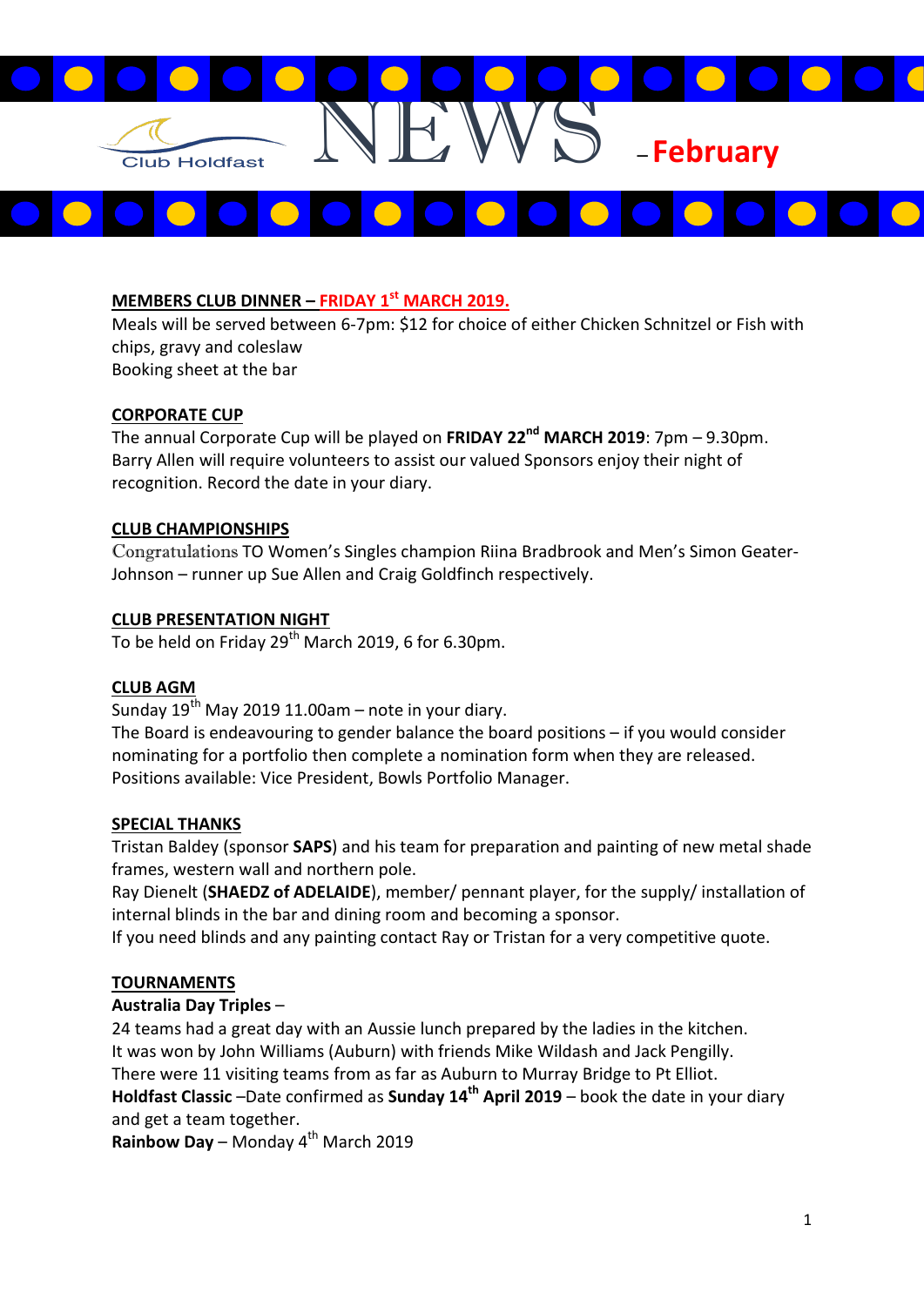Club Holdfast

# NEWS – February

**MEMBERS CLUB DINNER – FRIDAY 1st MARCH 2019.**

Meals will be served between 6-7pm: $12 for choice of either Chicken Schnitzel or Fish with chips, gravy and coleslaw
Booking sheet at the bar

**CORPORATE CUP**

The annual Corporate Cup will be played on **FRIDAY 22nd MARCH 2019**: 7pm – 9.30pm. Barry Allen will require volunteers to assist our valued Sponsors enjoy their night of recognition. Record the date in your diary.

**CLUB CHAMPIONSHIPS**

Congratulations TO Women's Singles champion Riina Bradbrook and Men's Simon Geater-Johnson – runner up Sue Allen and Craig Goldfinch respectively.

**CLUB PRESENTATION NIGHT**

To be held on Friday 29th March 2019, 6 for 6.30pm.

**CLUB AGM**

Sunday 19th May 2019 11.00am – note in your diary.
The Board is endeavouring to gender balance the board positions – if you would consider nominating for a portfolio then complete a nomination form when they are released.
Positions available: Vice President, Bowls Portfolio Manager.

**SPECIAL THANKS**

Tristan Baldey (sponsor **SAPS**) and his team for preparation and painting of new metal shade frames, western wall and northern pole.
Ray Dienelt (**SHAEDZ of ADELAIDE**), member/ pennant player, for the supply/ installation of internal blinds in the bar and dining room and becoming a sponsor.
If you need blinds and any painting contact Ray or Tristan for a very competitive quote.

**TOURNAMENTS**

**Australia Day Triples** –
24 teams had a great day with an Aussie lunch prepared by the ladies in the kitchen.
It was won by John Williams (Auburn) with friends Mike Wildash and Jack Pengilly.
There were 11 visiting teams from as far as Auburn to Murray Bridge to Pt Elliot.
**Holdfast Classic** –Date confirmed as **Sunday 14th April 2019** – book the date in your diary and get a team together.
**Rainbow Day** – Monday 4th March 2019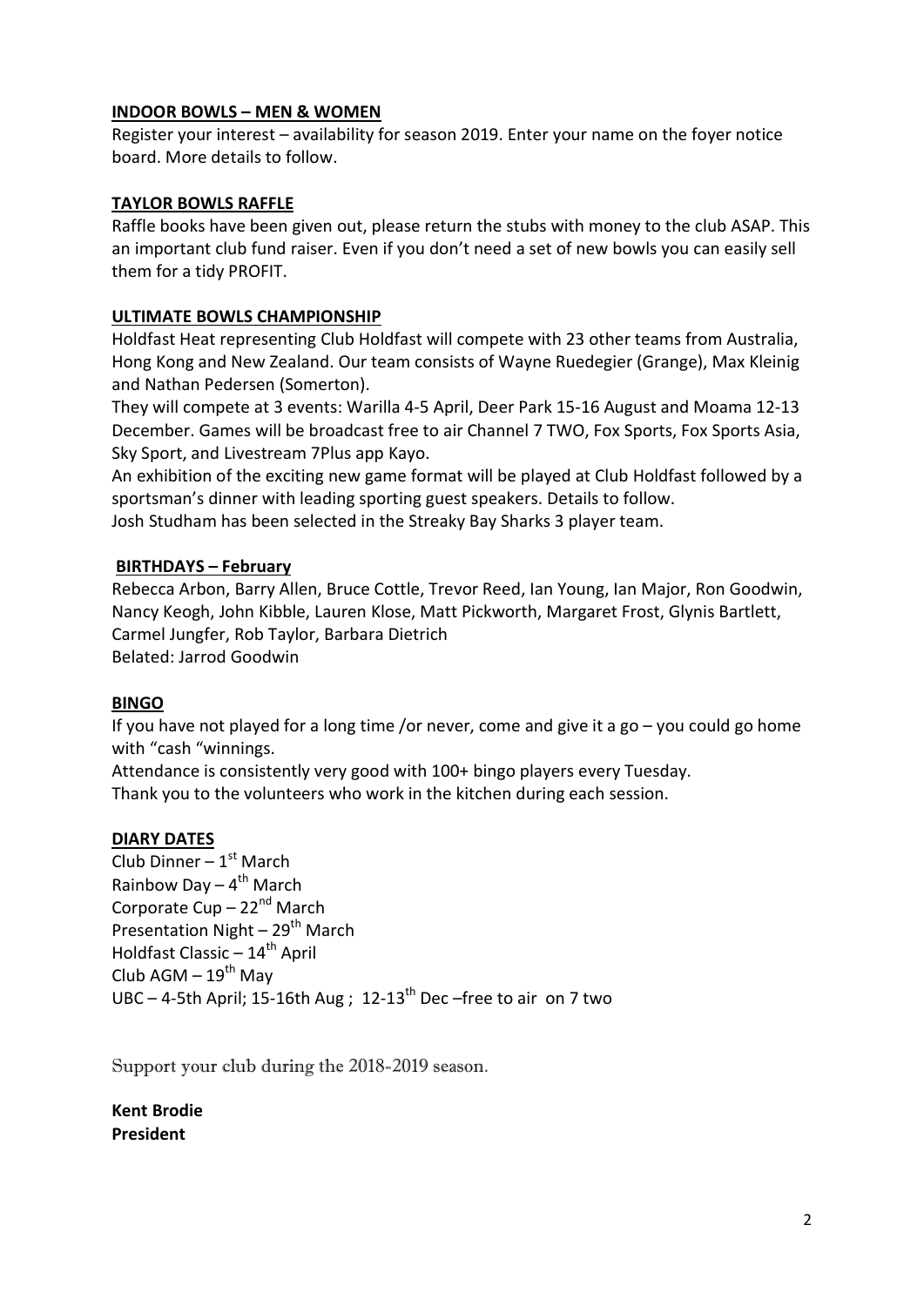## INDOOR BOWLS – MEN & WOMEN

Register your interest – availability for season 2019. Enter your name on the foyer notice board. More details to follow.

## TAYLOR BOWLS RAFFLE

Raffle books have been given out, please return the stubs with money to the club ASAP. This an important club fund raiser. Even if you don't need a set of new bowls you can easily sell them for a tidy PROFIT.

## ULTIMATE BOWLS CHAMPIONSHIP

Holdfast Heat representing Club Holdfast will compete with 23 other teams from Australia, Hong Kong and New Zealand. Our team consists of Wayne Ruedegier (Grange), Max Kleinig and Nathan Pedersen (Somerton).

They will compete at 3 events: Warilla 4-5 April, Deer Park 15-16 August and Moama 12-13 December. Games will be broadcast free to air Channel 7 TWO, Fox Sports, Fox Sports Asia, Sky Sport, and Livestream 7Plus app Kayo.

An exhibition of the exciting new game format will be played at Club Holdfast followed by a sportsman's dinner with leading sporting guest speakers. Details to follow.

Josh Studham has been selected in the Streaky Bay Sharks 3 player team.

## BIRTHDAYS – February

Rebecca Arbon, Barry Allen, Bruce Cottle, Trevor Reed, Ian Young, Ian Major, Ron Goodwin, Nancy Keogh, John Kibble, Lauren Klose, Matt Pickworth, Margaret Frost, Glynis Bartlett, Carmel Jungfer, Rob Taylor, Barbara Dietrich

Belated: Jarrod Goodwin

## BINGO

If you have not played for a long time /or never, come and give it a go – you could go home with "cash "winnings.

Attendance is consistently very good with 100+ bingo players every Tuesday.

Thank you to the volunteers who work in the kitchen during each session.

## DIARY DATES

Club Dinner – 1st March
Rainbow Day – 4th March
Corporate Cup – 22nd March
Presentation Night – 29th March
Holdfast Classic – 14th April
Club AGM – 19th May
UBC – 4-5th April; 15-16th Aug ; 12-13th Dec –free to air on 7 two

Support your club during the 2018-2019 season.

**Kent Brodie**
**President**